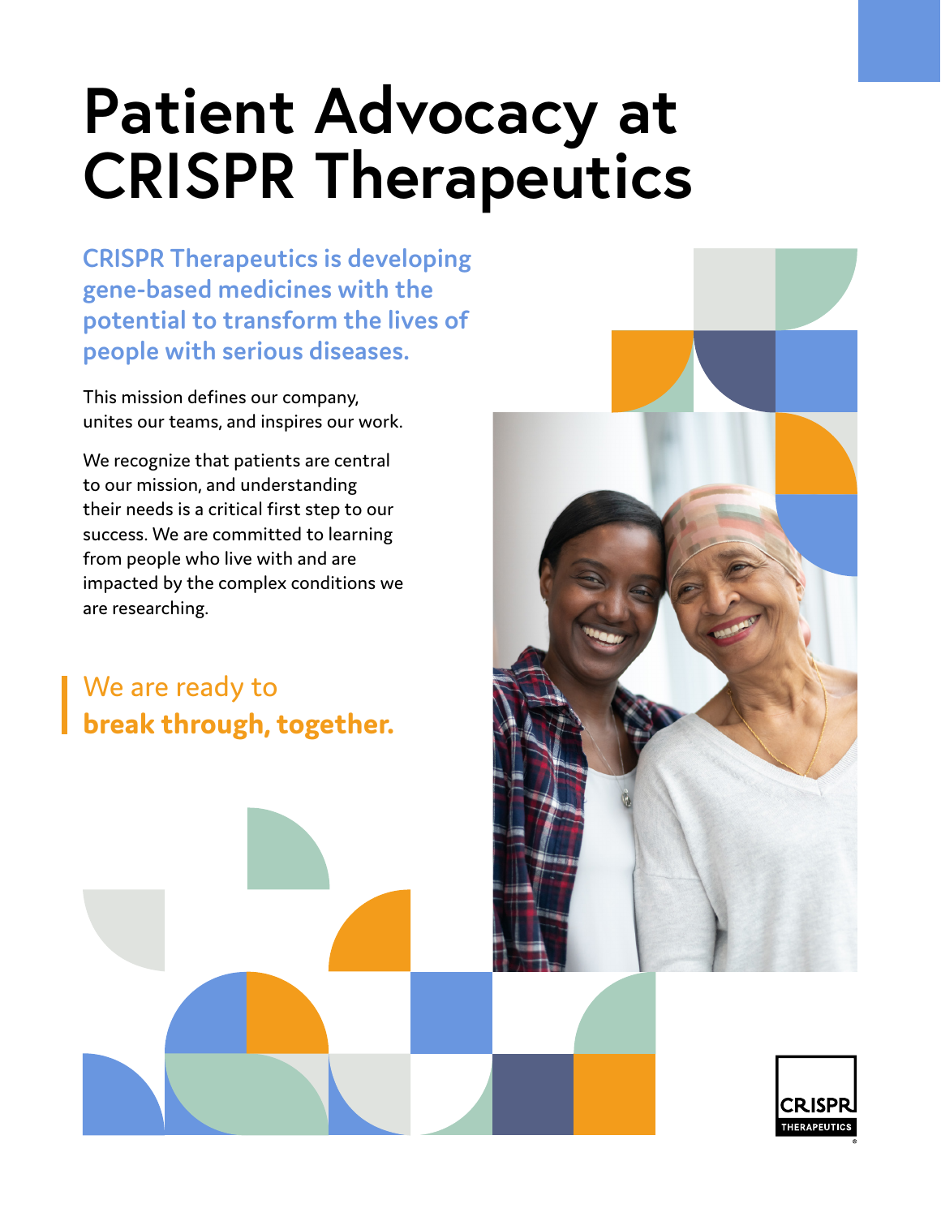# Patient Advocacy at CRISPR Therapeutics

**CRISPR Therapeutics is developing gene-based medicines with the potential to transform the lives of people with serious diseases.**

This mission defines our company, unites our teams, and inspires our work.

We recognize that patients are central to our mission, and understanding their needs is a critical first step to our success. We are committed to learning from people who live with and are impacted by the complex conditions we are researching.

> We are ready to **break through, together.**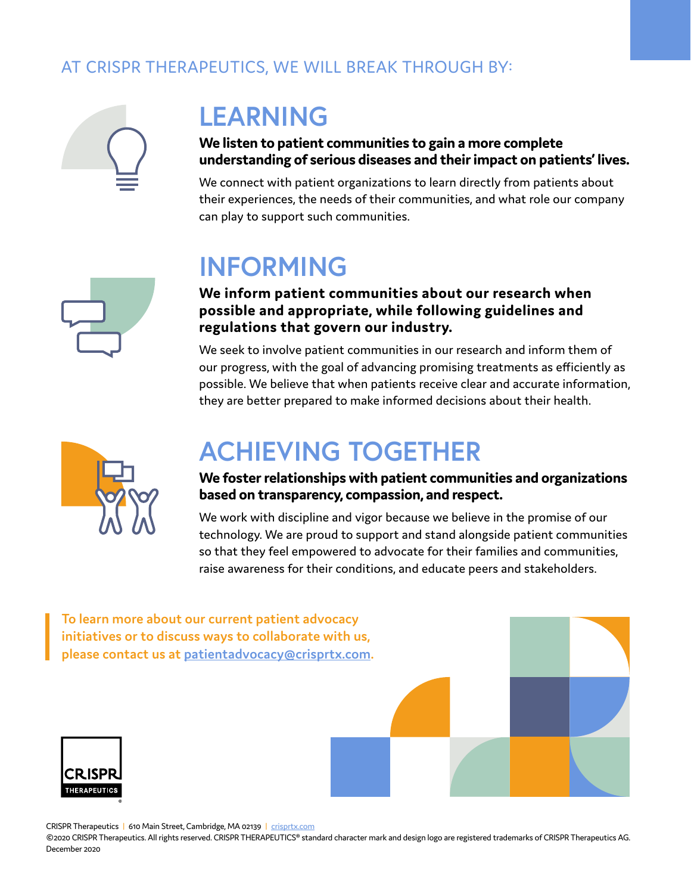AT CRISPR THERAPEUTICS, WE WILL BREAK THROUGH BY:

## LEARNING

**We listen to patient communities to gain a more complete understanding of serious diseases and their impact on patients' lives.**

We connect with patient organizations to learn directly from patients about their experiences, the needs of their communities, and what role our company can play to support such communities.

## INFORMING

**We inform patient communities about our research when possible and appropriate, while following guidelines and regulations that govern our industry.**

We seek to involve patient communities in our research and inform them of our progress, with the goal of advancing promising treatments as efficiently as possible. We believe that when patients receive clear and accurate information, they are better prepared to make informed decisions about their health.

## ACHIEVING TOGETHER

**We foster relationships with patient communities and organizations based on transparency, compassion, and respect.**

We work with discipline and vigor because we believe in the promise of our technology. We are proud to support and stand alongside patient communities so that they feel empowered to advocate for their families and communities, raise awareness for their conditions, and educate peers and stakeholders.

**To learn more about our current patient advocacy initiatives or to discuss ways to collaborate with us, please contact us at patientadvocacy@crisprtx.com.**

CRISPR THERAPEUTICS

CRISPR Therapeutics | 610 Main Street, Cambridge, MA 02139 | crisprtx.com
©2020 CRISPR Therapeutics. All rights reserved. CRISPR THERAPEUTICS® standard character mark and design logo are registered trademarks of CRISPR Therapeutics AG.
December 2020